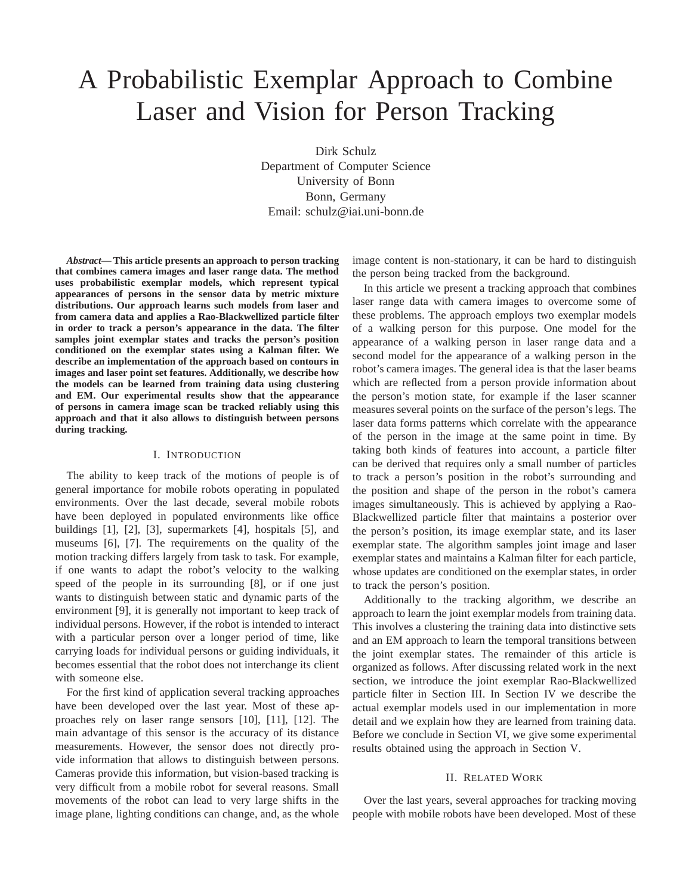# A Probabilistic Exemplar Approach to Combine Laser and Vision for Person Tracking

Dirk Schulz
Department of Computer Science
University of Bonn
Bonn, Germany
Email: schulz@iai.uni-bonn.de

***Abstract*— This article presents an approach to person tracking that combines camera images and laser range data. The method uses probabilistic exemplar models, which represent typical appearances of persons in the sensor data by metric mixture distributions. Our approach learns such models from laser and from camera data and applies a Rao-Blackwellized particle filter in order to track a person's appearance in the data. The filter samples joint exemplar states and tracks the person's position conditioned on the exemplar states using a Kalman filter. We describe an implementation of the approach based on contours in images and laser point set features. Additionally, we describe how the models can be learned from training data using clustering and EM. Our experimental results show that the appearance of persons in camera image scan be tracked reliably using this approach and that it also allows to distinguish between persons during tracking.**

## I. Introduction

The ability to keep track of the motions of people is of general importance for mobile robots operating in populated environments. Over the last decade, several mobile robots have been deployed in populated environments like office buildings [1], [2], [3], supermarkets [4], hospitals [5], and museums [6], [7]. The requirements on the quality of the motion tracking differs largely from task to task. For example, if one wants to adapt the robot's velocity to the walking speed of the people in its surrounding [8], or if one just wants to distinguish between static and dynamic parts of the environment [9], it is generally not important to keep track of individual persons. However, if the robot is intended to interact with a particular person over a longer period of time, like carrying loads for individual persons or guiding individuals, it becomes essential that the robot does not interchange its client with someone else.

For the first kind of application several tracking approaches have been developed over the last year. Most of these approaches rely on laser range sensors [10], [11], [12]. The main advantage of this sensor is the accuracy of its distance measurements. However, the sensor does not directly provide information that allows to distinguish between persons. Cameras provide this information, but vision-based tracking is very difficult from a mobile robot for several reasons. Small movements of the robot can lead to very large shifts in the image plane, lighting conditions can change, and, as the whole image content is non-stationary, it can be hard to distinguish the person being tracked from the background.

In this article we present a tracking approach that combines laser range data with camera images to overcome some of these problems. The approach employs two exemplar models of a walking person for this purpose. One model for the appearance of a walking person in laser range data and a second model for the appearance of a walking person in the robot's camera images. The general idea is that the laser beams which are reflected from a person provide information about the person's motion state, for example if the laser scanner measures several points on the surface of the person's legs. The laser data forms patterns which correlate with the appearance of the person in the image at the same point in time. By taking both kinds of features into account, a particle filter can be derived that requires only a small number of particles to track a person's position in the robot's surrounding and the position and shape of the person in the robot's camera images simultaneously. This is achieved by applying a Rao-Blackwellized particle filter that maintains a posterior over the person's position, its image exemplar state, and its laser exemplar state. The algorithm samples joint image and laser exemplar states and maintains a Kalman filter for each particle, whose updates are conditioned on the exemplar states, in order to track the person's position.

Additionally to the tracking algorithm, we describe an approach to learn the joint exemplar models from training data. This involves a clustering the training data into distinctive sets and an EM approach to learn the temporal transitions between the joint exemplar states. The remainder of this article is organized as follows. After discussing related work in the next section, we introduce the joint exemplar Rao-Blackwellized particle filter in Section III. In Section IV we describe the actual exemplar models used in our implementation in more detail and we explain how they are learned from training data. Before we conclude in Section VI, we give some experimental results obtained using the approach in Section V.

## II. Related Work

Over the last years, several approaches for tracking moving people with mobile robots have been developed. Most of these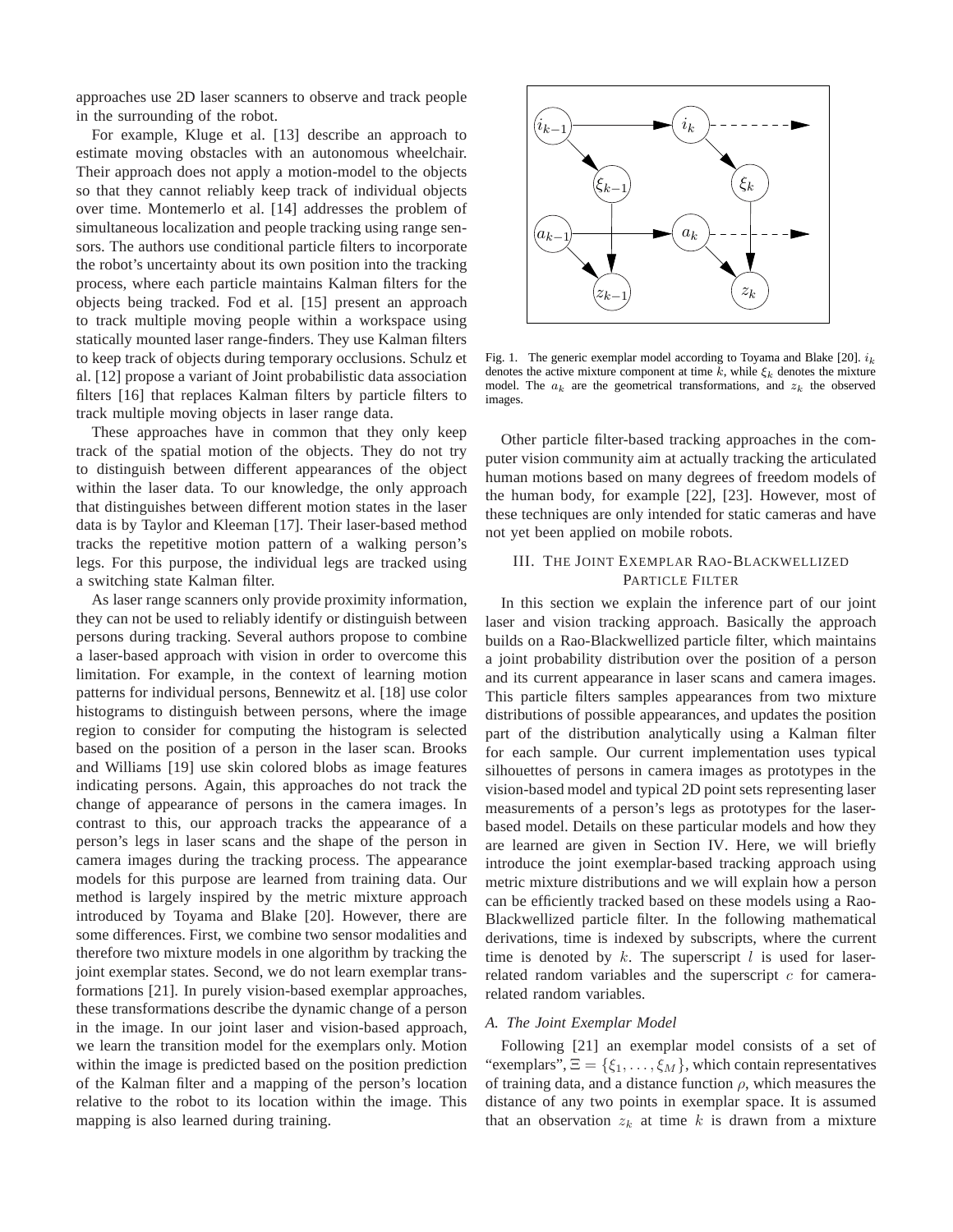approaches use 2D laser scanners to observe and track people in the surrounding of the robot.

For example, Kluge et al. [13] describe an approach to estimate moving obstacles with an autonomous wheelchair. Their approach does not apply a motion-model to the objects so that they cannot reliably keep track of individual objects over time. Montemerlo et al. [14] addresses the problem of simultaneous localization and people tracking using range sensors. The authors use conditional particle filters to incorporate the robot's uncertainty about its own position into the tracking process, where each particle maintains Kalman filters for the objects being tracked. Fod et al. [15] present an approach to track multiple moving people within a workspace using statically mounted laser range-finders. They use Kalman filters to keep track of objects during temporary occlusions. Schulz et al. [12] propose a variant of Joint probabilistic data association filters [16] that replaces Kalman filters by particle filters to track multiple moving objects in laser range data.

These approaches have in common that they only keep track of the spatial motion of the objects. They do not try to distinguish between different appearances of the object within the laser data. To our knowledge, the only approach that distinguishes between different motion states in the laser data is by Taylor and Kleeman [17]. Their laser-based method tracks the repetitive motion pattern of a walking person's legs. For this purpose, the individual legs are tracked using a switching state Kalman filter.

As laser range scanners only provide proximity information, they can not be used to reliably identify or distinguish between persons during tracking. Several authors propose to combine a laser-based approach with vision in order to overcome this limitation. For example, in the context of learning motion patterns for individual persons, Bennewitz et al. [18] use color histograms to distinguish between persons, where the image region to consider for computing the histogram is selected based on the position of a person in the laser scan. Brooks and Williams [19] use skin colored blobs as image features indicating persons. Again, this approaches do not track the change of appearance of persons in the camera images. In contrast to this, our approach tracks the appearance of a person's legs in laser scans and the shape of the person in camera images during the tracking process. The appearance models for this purpose are learned from training data. Our method is largely inspired by the metric mixture approach introduced by Toyama and Blake [20]. However, there are some differences. First, we combine two sensor modalities and therefore two mixture models in one algorithm by tracking the joint exemplar states. Second, we do not learn exemplar transformations [21]. In purely vision-based exemplar approaches, these transformations describe the dynamic change of a person in the image. In our joint laser and vision-based approach, we learn the transition model for the exemplars only. Motion within the image is predicted based on the position prediction of the Kalman filter and a mapping of the person's location relative to the robot to its location within the image. This mapping is also learned during training.

Fig. 1. The generic exemplar model according to Toyama and Blake [20]. $i_k$ denotes the active mixture component at time $k$, while $\xi_k$ denotes the mixture model. The $a_k$ are the geometrical transformations, and $z_k$ the observed images.

Other particle filter-based tracking approaches in the computer vision community aim at actually tracking the articulated human motions based on many degrees of freedom models of the human body, for example [22], [23]. However, most of these techniques are only intended for static cameras and have not yet been applied on mobile robots.

## III. The Joint Exemplar Rao-Blackwellized Particle Filter

In this section we explain the inference part of our joint laser and vision tracking approach. Basically the approach builds on a Rao-Blackwellized particle filter, which maintains a joint probability distribution over the position of a person and its current appearance in laser scans and camera images. This particle filters samples appearances from two mixture distributions of possible appearances, and updates the position part of the distribution analytically using a Kalman filter for each sample. Our current implementation uses typical silhouettes of persons in camera images as prototypes in the vision-based model and typical 2D point sets representing laser measurements of a person's legs as prototypes for the laser-based model. Details on these particular models and how they are learned are given in Section IV. Here, we will briefly introduce the joint exemplar-based tracking approach using metric mixture distributions and we will explain how a person can be efficiently tracked based on these models using a Rao-Blackwellized particle filter. In the following mathematical derivations, time is indexed by subscripts, where the current time is denoted by $k$. The superscript $l$ is used for laser-related random variables and the superscript $c$ for camera-related random variables.

### A. The Joint Exemplar Model

Following [21] an exemplar model consists of a set of "exemplars", $\Xi = \{\xi_1, \ldots, \xi_M\}$, which contain representatives of training data, and a distance function $\rho$, which measures the distance of any two points in exemplar space. It is assumed that an observation $z_k$ at time $k$ is drawn from a mixture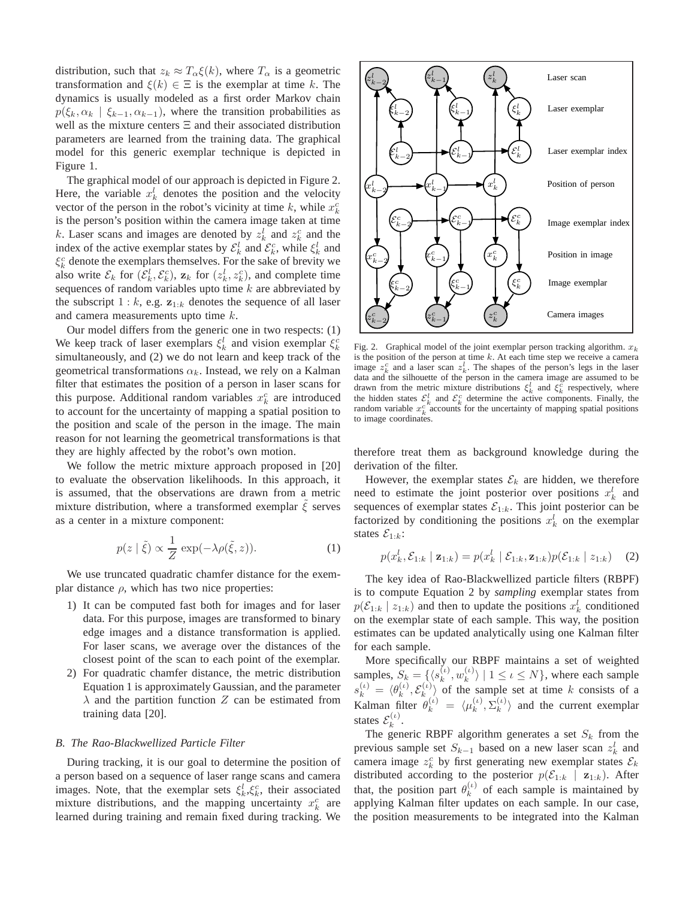distribution, such that $z_k \approx T_\alpha \xi(k)$, where $T_\alpha$ is a geometric transformation and $\xi(k) \in \Xi$ is the exemplar at time $k$. The dynamics is usually modeled as a first order Markov chain $p(\xi_k, \alpha_k \mid \xi_{k-1}, \alpha_{k-1})$, where the transition probabilities as well as the mixture centers $\Xi$ and their associated distribution parameters are learned from the training data. The graphical model for this generic exemplar technique is depicted in Figure 1.

The graphical model of our approach is depicted in Figure 2. Here, the variable $x_k^l$ denotes the position and the velocity vector of the person in the robot's vicinity at time $k$, while $x_k^c$ is the person's position within the camera image taken at time $k$. Laser scans and images are denoted by $z_k^l$ and $z_k^c$ and the index of the active exemplar states by $\mathcal{E}_k^l$ and $\mathcal{E}_k^c$, while $\xi_k^l$ and $\xi_k^c$ denote the exemplars themselves. For the sake of brevity we also write $\mathcal{E}_k$ for $(\mathcal{E}_k^l, \mathcal{E}_k^c)$, $\mathbf{z}_k$ for $(z_k^l, z_k^c)$, and complete time sequences of random variables upto time $k$ are abbreviated by the subscript $1:k$, e.g. $\mathbf{z}_{1:k}$ denotes the sequence of all laser and camera measurements upto time $k$.

Our model differs from the generic one in two respects: (1) We keep track of laser exemplars $\xi_k^l$ and vision exemplar $\xi_k^c$ simultaneously, and (2) we do not learn and keep track of the geometrical transformations $\alpha_k$. Instead, we rely on a Kalman filter that estimates the position of a person in laser scans for this purpose. Additional random variables $x_k^c$ are introduced to account for the uncertainty of mapping a spatial position to the position and scale of the person in the image. The main reason for not learning the geometrical transformations is that they are highly affected by the robot's own motion.

We follow the metric mixture approach proposed in [20] to evaluate the observation likelihoods. In this approach, it is assumed, that the observations are drawn from a metric mixture distribution, where a transformed exemplar $\tilde{\xi}$ serves as a center in a mixture component:

$$p(z \mid \tilde{\xi}) \propto \frac{1}{Z} \exp(-\lambda \rho(\tilde{\xi}, z)). \tag{1}$$

We use truncated quadratic chamfer distance for the exemplar distance $\rho$, which has two nice properties:

1) It can be computed fast both for images and for laser data. For this purpose, images are transformed to binary edge images and a distance transformation is applied. For laser scans, we average over the distances of the closest point of the scan to each point of the exemplar.
2) For quadratic chamfer distance, the metric distribution Equation 1 is approximately Gaussian, and the parameter $\lambda$ and the partition function $Z$ can be estimated from training data [20].

### B. The Rao-Blackwellized Particle Filter

During tracking, it is our goal to determine the position of a person based on a sequence of laser range scans and camera images. Note, that the exemplar sets $\xi_k^l$,$\xi_k^c$, their associated mixture distributions, and the mapping uncertainty $x_k^c$ are learned during training and remain fixed during tracking. We therefore treat them as background knowledge during the derivation of the filter.

Fig. 2. Graphical model of the joint exemplar person tracking algorithm. $x_k$ is the position of the person at time $k$. At each time step we receive a camera image $z_k^c$ and a laser scan $z_k^l$. The shapes of the person's legs in the laser data and the silhouette of the person in the camera image are assumed to be drawn from the metric mixture distributions $\xi_k^l$ and $\xi_k^c$ respectively, where the hidden states $\mathcal{E}_k^l$ and $\mathcal{E}_k^c$ determine the active components. Finally, the random variable $x_k^c$ accounts for the uncertainty of mapping spatial positions to image coordinates.

However, the exemplar states $\mathcal{E}_k$ are hidden, we therefore need to estimate the joint posterior over positions $x_k^l$ and sequences of exemplar states $\mathcal{E}_{1:k}$. This joint posterior can be factorized by conditioning the positions $x_k^l$ on the exemplar states $\mathcal{E}_{1:k}$:

$$p(x_k^l, \mathcal{E}_{1:k} \mid \mathbf{z}_{1:k}) = p(x_k^l \mid \mathcal{E}_{1:k}, \mathbf{z}_{1:k}) p(\mathcal{E}_{1:k} \mid z_{1:k}) \tag{2}$$

The key idea of Rao-Blackwellized particle filters (RBPF) is to compute Equation 2 by *sampling* exemplar states from $p(\mathcal{E}_{1:k} \mid z_{1:k})$ and then to update the positions $x_k^l$ conditioned on the exemplar state of each sample. This way, the position estimates can be updated analytically using one Kalman filter for each sample.

More specifically our RBPF maintains a set of weighted samples, $S_k = \{\langle s_k^{(\iota)}, w_k^{(\iota)} \rangle \mid 1 \leq \iota \leq N\}$, where each sample $s_k^{(\iota)} = \langle \theta_k^{(\iota)}, \mathcal{E}_k^{(\iota)} \rangle$ of the sample set at time $k$ consists of a Kalman filter $\theta_k^{(\iota)} = \langle \mu_k^{(\iota)}, \Sigma_k^{(\iota)} \rangle$ and the current exemplar states $\mathcal{E}_k^{(\iota)}$.

The generic RBPF algorithm generates a set $S_k$ from the previous sample set $S_{k-1}$ based on a new laser scan $z_k^l$ and camera image $z_k^c$ by first generating new exemplar states $\mathcal{E}_k$ distributed according to the posterior $p(\mathcal{E}_{1:k} \mid \mathbf{z}_{1:k})$. After that, the position part $\theta_k^{(\iota)}$ of each sample is maintained by applying Kalman filter updates on each sample. In our case, the position measurements to be integrated into the Kalman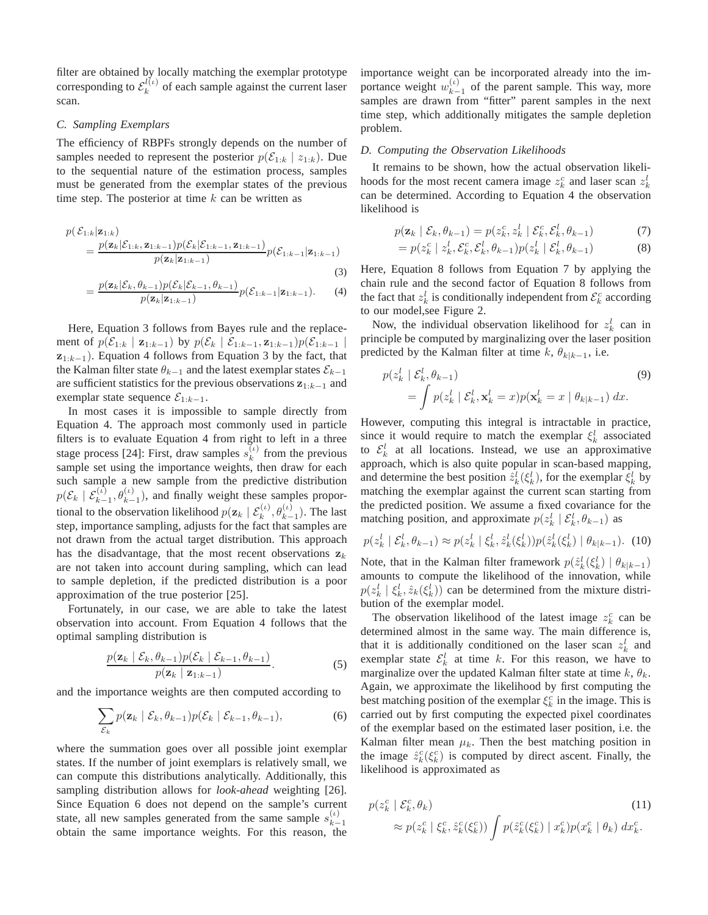filter are obtained by locally matching the exemplar prototype corresponding to $\mathcal{E}_k^{l(\iota)}$ of each sample against the current laser scan.

### C. Sampling Exemplars

The efficiency of RBPFs strongly depends on the number of samples needed to represent the posterior $p(\mathcal{E}_{1:k} \mid z_{1:k})$. Due to the sequential nature of the estimation process, samples must be generated from the exemplar states of the previous time step. The posterior at time $k$ can be written as

$$
\begin{aligned}
p(&\mathcal{E}_{1:k}|\mathbf{z}_{1:k}) \\
&= \frac{p(\mathbf{z}_k|\mathcal{E}_{1:k}, \mathbf{z}_{1:k-1})p(\mathcal{E}_k|\mathcal{E}_{1:k-1}, \mathbf{z}_{1:k-1})}{p(\mathbf{z}_k|\mathbf{z}_{1:k-1})} p(\mathcal{E}_{1:k-1}|\mathbf{z}_{1:k-1}) \qquad (3) \\
&= \frac{p(\mathbf{z}_k|\mathcal{E}_k, \theta_{k-1})p(\mathcal{E}_k|\mathcal{E}_{k-1}, \theta_{k-1})}{p(\mathbf{z}_k|\mathbf{z}_{1:k-1})} p(\mathcal{E}_{1:k-1}|\mathbf{z}_{1:k-1}). \qquad (4)
\end{aligned}
$$

Here, Equation 3 follows from Bayes rule and the replacement of $p(\mathcal{E}_{1:k} \mid \mathbf{z}_{1:k-1})$ by $p(\mathcal{E}_k \mid \mathcal{E}_{1:k-1}, \mathbf{z}_{1:k-1})p(\mathcal{E}_{1:k-1} \mid \mathbf{z}_{1:k-1})$. Equation 4 follows from Equation 3 by the fact, that the Kalman filter state $\theta_{k-1}$ and the latest exemplar states $\mathcal{E}_{k-1}$ are sufficient statistics for the previous observations $\mathbf{z}_{1:k-1}$ and exemplar state sequence $\mathcal{E}_{1:k-1}$.

In most cases it is impossible to sample directly from Equation 4. The approach most commonly used in particle filters is to evaluate Equation 4 from right to left in a three stage process [24]: First, draw samples $s_k^{(\iota)}$ from the previous sample set using the importance weights, then draw for each such sample a new sample from the predictive distribution $p(\mathcal{E}_k \mid \mathcal{E}_{k-1}^{(\iota)}, \theta_{k-1}^{(\iota)})$, and finally weight these samples proportional to the observation likelihood $p(\mathbf{z}_k \mid \mathcal{E}_k^{(\iota)}, \theta_{k-1}^{(\iota)})$. The last step, importance sampling, adjusts for the fact that samples are not drawn from the actual target distribution. This approach has the disadvantage, that the most recent observations $\mathbf{z}_k$ are not taken into account during sampling, which can lead to sample depletion, if the predicted distribution is a poor approximation of the true posterior [25].

Fortunately, in our case, we are able to take the latest observation into account. From Equation 4 follows that the optimal sampling distribution is

$$
\frac{p(\mathbf{z}_k \mid \mathcal{E}_k, \theta_{k-1})p(\mathcal{E}_k \mid \mathcal{E}_{k-1}, \theta_{k-1})}{p(\mathbf{z}_k \mid \mathbf{z}_{1:k-1})}. \qquad (5)
$$

and the importance weights are then computed according to

$$
\sum_{\mathcal{E}_k} p(\mathbf{z}_k \mid \mathcal{E}_k, \theta_{k-1})p(\mathcal{E}_k \mid \mathcal{E}_{k-1}, \theta_{k-1}), \qquad (6)
$$

where the summation goes over all possible joint exemplar states. If the number of joint exemplars is relatively small, we can compute this distributions analytically. Additionally, this sampling distribution allows for *look-ahead* weighting [26]. Since Equation 6 does not depend on the sample's current state, all new samples generated from the same sample $s_{k-1}^{(\iota)}$ obtain the same importance weights. For this reason, the importance weight can be incorporated already into the importance weight $w_{k-1}^{(\iota)}$ of the parent sample. This way, more samples are drawn from "fitter" parent samples in the next time step, which additionally mitigates the sample depletion problem.

### D. Computing the Observation Likelihoods

It remains to be shown, how the actual observation likelihoods for the most recent camera image $z_k^c$ and laser scan $z_k^l$ can be determined. According to Equation 4 the observation likelihood is

$$
\begin{aligned}
p(\mathbf{z}_k \mid \mathcal{E}_k, \theta_{k-1}) &= p(z_k^c, z_k^l \mid \mathcal{E}_k^c, \mathcal{E}_k^l, \theta_{k-1}) \qquad (7) \\
&= p(z_k^c \mid z_k^l, \mathcal{E}_k^c, \mathcal{E}_k^l, \theta_{k-1})p(z_k^l \mid \mathcal{E}_k^l, \theta_{k-1}) \qquad (8)
\end{aligned}
$$

Here, Equation 8 follows from Equation 7 by applying the chain rule and the second factor of Equation 8 follows from the fact that $z_k^l$ is conditionally independent from $\mathcal{E}_k^c$ according to our model,see Figure 2.

Now, the individual observation likelihood for $z_k^l$ can in principle be computed by marginalizing over the laser position predicted by the Kalman filter at time $k$, $\theta_{k|k-1}$, i.e.

$$
\begin{aligned}
p(&z_k^l \mid \mathcal{E}_k^l, \theta_{k-1}) \qquad (9) \\
&= \int p(z_k^l \mid \mathcal{E}_k^l, \mathbf{x}_k^l = x)p(\mathbf{x}_k^l = x \mid \theta_{k|k-1})\, dx.
\end{aligned}
$$

However, computing this integral is intractable in practice, since it would require to match the exemplar $\xi_k^l$ associated to $\mathcal{E}_k^l$ at all locations. Instead, we use an approximative approach, which is also quite popular in scan-based mapping, and determine the best position $\hat{z}_k^l(\xi_k^l)$, for the exemplar $\xi_k^l$ by matching the exemplar against the current scan starting from the predicted position. We assume a fixed covariance for the matching position, and approximate $p(z_k^l \mid \mathcal{E}_k^l, \theta_{k-1})$ as

$$
p(z_k^l \mid \mathcal{E}_k^l, \theta_{k-1}) \approx p(z_k^l \mid \xi_k^l, \hat{z}_k^l(\xi_k^l))p(\hat{z}_k^l(\xi_k^l) \mid \theta_{k|k-1}). \quad (10)
$$

Note, that in the Kalman filter framework $p(\hat{z}_k^l(\xi_k^l) \mid \theta_{k|k-1})$ amounts to compute the likelihood of the innovation, while $p(z_k^l \mid \xi_k^l, \hat{z}_k(\xi_k^l))$ can be determined from the mixture distribution of the exemplar model.

The observation likelihood of the latest image $z_k^c$ can be determined almost in the same way. The main difference is, that it is additionally conditioned on the laser scan $z_k^l$ and exemplar state $\mathcal{E}_k^l$ at time $k$. For this reason, we have to marginalize over the updated Kalman filter state at time $k$, $\theta_k$. Again, we approximate the likelihood by first computing the best matching position of the exemplar $\xi_k^c$ in the image. This is carried out by first computing the expected pixel coordinates of the exemplar based on the estimated laser position, i.e. the Kalman filter mean $\mu_k$. Then the best matching position in the image $\hat{z}_k^c(\xi_k^c)$ is computed by direct ascent. Finally, the likelihood is approximated as

$$
\begin{aligned}
p(&z_k^c \mid \mathcal{E}_k^c, \theta_k) \qquad (11) \\
&\approx p(z_k^c \mid \xi_k^c, \hat{z}_k^c(\xi_k^c)) \int p(\hat{z}_k^c(\xi_k^c) \mid x_k^c)p(x_k^c \mid \theta_k)\, dx_k^c.
\end{aligned}
$$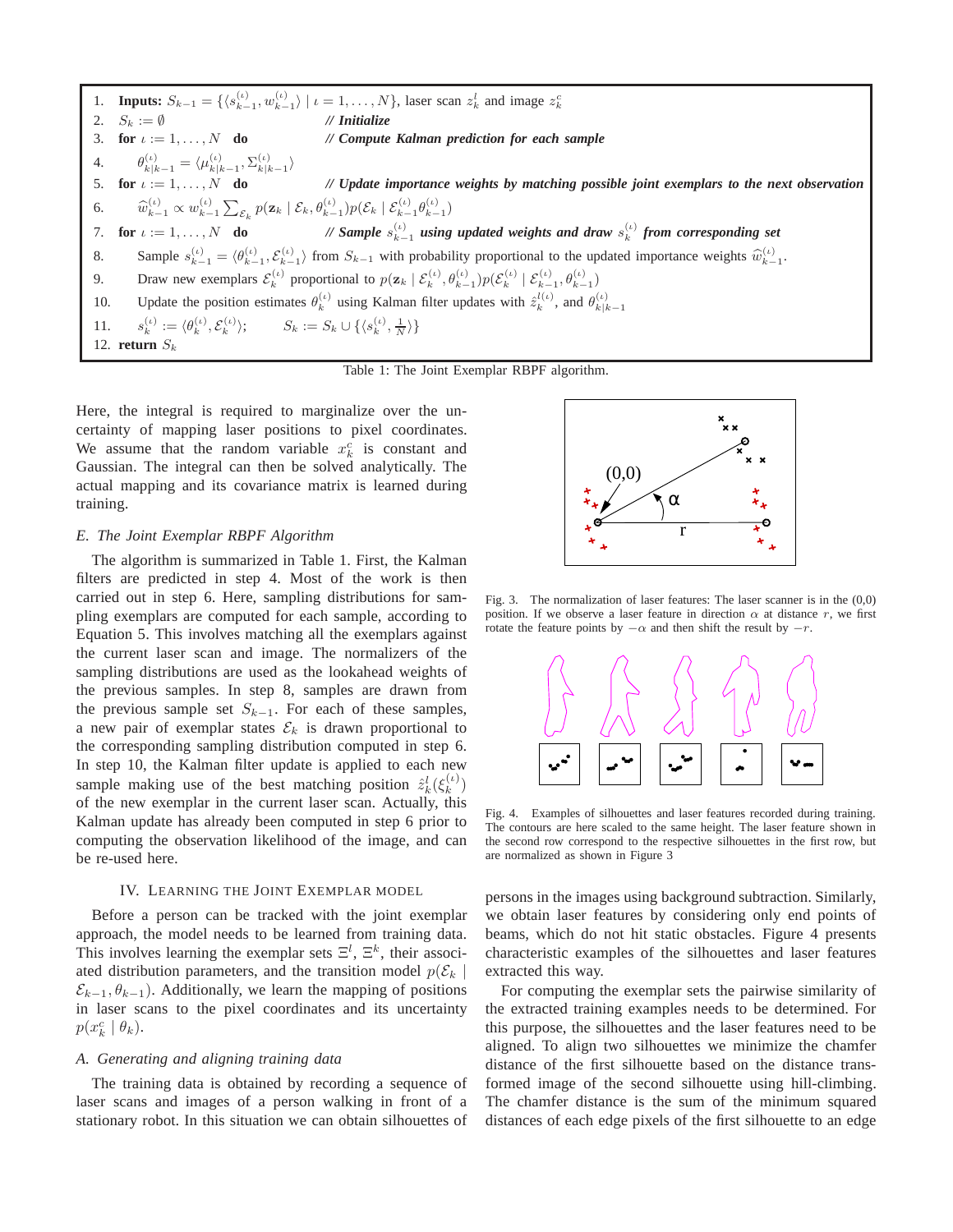1. **Inputs:** $S_{k-1} = \{\langle s_{k-1}^{(\iota)}, w_{k-1}^{(\iota)} \rangle \mid \iota = 1, \ldots, N\}$, laser scan $z_k^l$ and image $z_k^c$
2. $S_k := \emptyset$ *// Initialize*
3. **for** $\iota := 1, \ldots, N$ **do** *// Compute Kalman prediction for each sample*
4. $\quad \theta_{k|k-1}^{(\iota)} = \langle \mu_{k|k-1}^{(\iota)}, \Sigma_{k|k-1}^{(\iota)} \rangle$
5. **for** $\iota := 1, \ldots, N$ **do** *// Update importance weights by matching possible joint exemplars to the next observation*
6. $\quad \widehat{w}_{k-1}^{(\iota)} \propto w_{k-1}^{(\iota)} \sum_{\mathcal{E}_k} p(\mathbf{z}_k \mid \mathcal{E}_k, \theta_{k-1}^{(\iota)}) p(\mathcal{E}_k \mid \mathcal{E}_{k-1}^{(\iota)} \theta_{k-1}^{(\iota)})$
7. **for** $\iota := 1, \ldots, N$ **do** *// Sample $s_{k-1}^{(\iota)}$ using updated weights and draw $s_k^{(\iota)}$ from corresponding set*
8. $\quad$ Sample $s_{k-1}^{(\iota)} = \langle \theta_{k-1}^{(\iota)}, \mathcal{E}_{k-1}^{(\iota)} \rangle$ from $S_{k-1}$ with probability proportional to the updated importance weights $\widehat{w}_{k-1}^{(\iota)}$.
9. $\quad$ Draw new exemplars $\mathcal{E}_k^{(\iota)}$ proportional to $p(\mathbf{z}_k \mid \mathcal{E}_k^{(\iota)}, \theta_{k-1}^{(\iota)}) p(\mathcal{E}_k^{(\iota)} \mid \mathcal{E}_{k-1}^{(\iota)}, \theta_{k-1}^{(\iota)})$
10. $\quad$ Update the position estimates $\theta_k^{(\iota)}$ using Kalman filter updates with $\hat{z}_k^{l(\iota)}$, and $\theta_{k|k-1}^{(\iota)}$
11. $\quad s_k^{(\iota)} := \langle \theta_k^{(\iota)}, \mathcal{E}_k^{(\iota)} \rangle; \qquad S_k := S_k \cup \{\langle s_k^{(\iota)}, \frac{1}{N} \rangle\}$
12. **return** $S_k$

Table 1: The Joint Exemplar RBPF algorithm.

Here, the integral is required to marginalize over the uncertainty of mapping laser positions to pixel coordinates. We assume that the random variable $x_k^c$ is constant and Gaussian. The integral can then be solved analytically. The actual mapping and its covariance matrix is learned during training.

### *E. The Joint Exemplar RBPF Algorithm*

The algorithm is summarized in Table 1. First, the Kalman filters are predicted in step 4. Most of the work is then carried out in step 6. Here, sampling distributions for sampling exemplars are computed for each sample, according to Equation 5. This involves matching all the exemplars against the current laser scan and image. The normalizers of the sampling distributions are used as the lookahead weights of the previous samples. In step 8, samples are drawn from the previous sample set $S_{k-1}$. For each of these samples, a new pair of exemplar states $\mathcal{E}_k$ is drawn proportional to the corresponding sampling distribution computed in step 6. In step 10, the Kalman filter update is applied to each new sample making use of the best matching position $\hat{z}_k^l(\xi_k^{(\iota)})$ of the new exemplar in the current laser scan. Actually, this Kalman update has already been computed in step 6 prior to computing the observation likelihood of the image, and can be re-used here.

## IV. Learning the Joint Exemplar Model

Before a person can be tracked with the joint exemplar approach, the model needs to be learned from training data. This involves learning the exemplar sets $\Xi^l$, $\Xi^k$, their associated distribution parameters, and the transition model $p(\mathcal{E}_k \mid \mathcal{E}_{k-1}, \theta_{k-1})$. Additionally, we learn the mapping of positions in laser scans to the pixel coordinates and its uncertainty $p(x_k^c \mid \theta_k)$.

### *A. Generating and aligning training data*

The training data is obtained by recording a sequence of laser scans and images of a person walking in front of a stationary robot. In this situation we can obtain silhouettes of persons in the images using background subtraction. Similarly, we obtain laser features by considering only end points of beams, which do not hit static obstacles. Figure 4 presents characteristic examples of the silhouettes and laser features extracted this way.

Fig. 3. The normalization of laser features: The laser scanner is in the (0,0) position. If we observe a laser feature in direction $\alpha$ at distance $r$, we first rotate the feature points by $-\alpha$ and then shift the result by $-r$.

Fig. 4. Examples of silhouettes and laser features recorded during training. The contours are here scaled to the same height. The laser feature shown in the second row correspond to the respective silhouettes in the first row, but are normalized as shown in Figure 3

For computing the exemplar sets the pairwise similarity of the extracted training examples needs to be determined. For this purpose, the silhouettes and the laser features need to be aligned. To align two silhouettes we minimize the chamfer distance of the first silhouette based on the distance transformed image of the second silhouette using hill-climbing. The chamfer distance is the sum of the minimum squared distances of each edge pixels of the first silhouette to an edge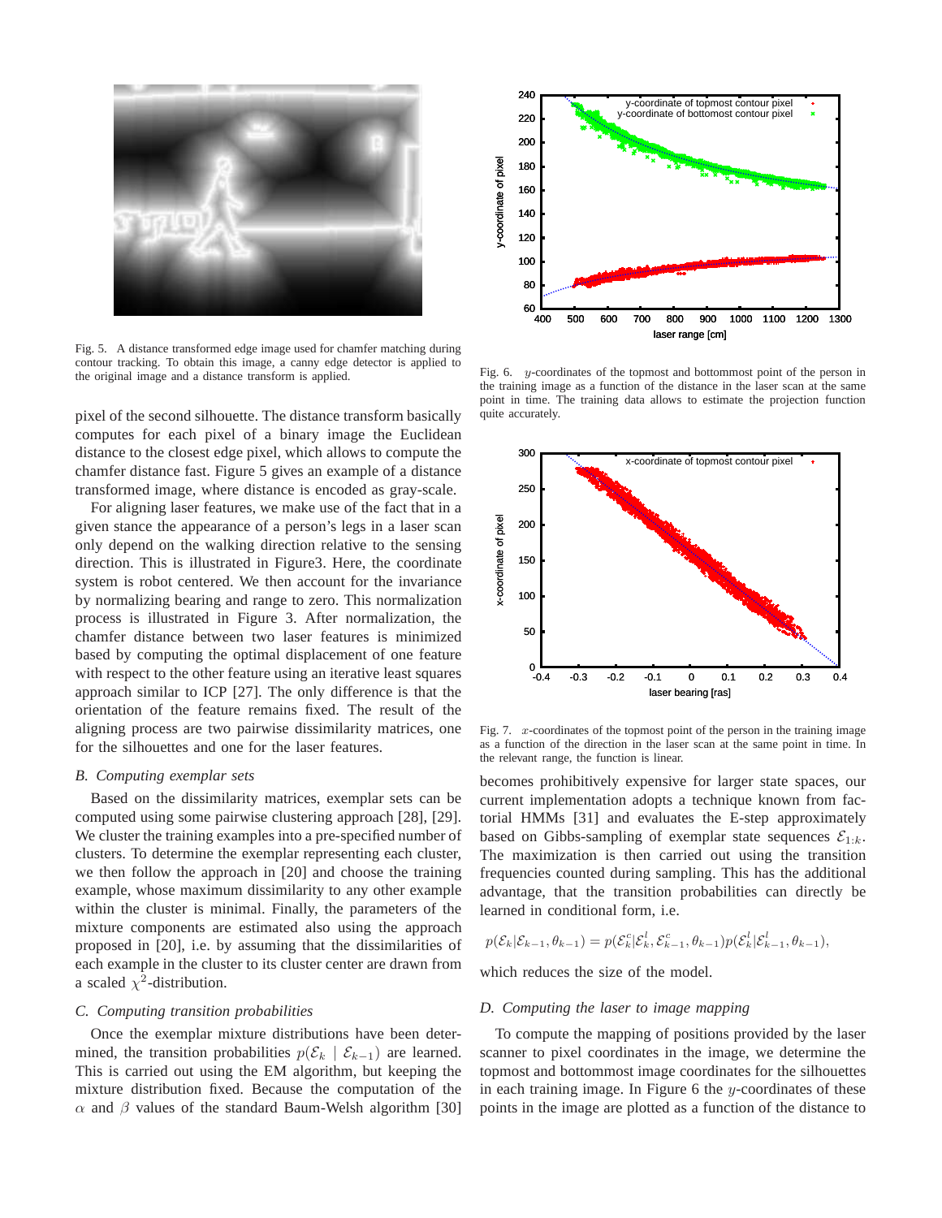Fig. 5. A distance transformed edge image used for chamfer matching during contour tracking. To obtain this image, a canny edge detector is applied to the original image and a distance transform is applied.

pixel of the second silhouette. The distance transform basically computes for each pixel of a binary image the Euclidean distance to the closest edge pixel, which allows to compute the chamfer distance fast. Figure 5 gives an example of a distance transformed image, where distance is encoded as gray-scale.

For aligning laser features, we make use of the fact that in a given stance the appearance of a person's legs in a laser scan only depend on the walking direction relative to the sensing direction. This is illustrated in Figure3. Here, the coordinate system is robot centered. We then account for the invariance by normalizing bearing and range to zero. This normalization process is illustrated in Figure 3. After normalization, the chamfer distance between two laser features is minimized based by computing the optimal displacement of one feature with respect to the other feature using an iterative least squares approach similar to ICP [27]. The only difference is that the orientation of the feature remains fixed. The result of the aligning process are two pairwise dissimilarity matrices, one for the silhouettes and one for the laser features.

### B. Computing exemplar sets

Based on the dissimilarity matrices, exemplar sets can be computed using some pairwise clustering approach [28], [29]. We cluster the training examples into a pre-specified number of clusters. To determine the exemplar representing each cluster, we then follow the approach in [20] and choose the training example, whose maximum dissimilarity to any other example within the cluster is minimal. Finally, the parameters of the mixture components are estimated also using the approach proposed in [20], i.e. by assuming that the dissimilarities of each example in the cluster to its cluster center are drawn from a scaled $\chi^2$-distribution.

### C. Computing transition probabilities

Once the exemplar mixture distributions have been determined, the transition probabilities $p(\mathcal{E}_k \mid \mathcal{E}_{k-1})$ are learned. This is carried out using the EM algorithm, but keeping the mixture distribution fixed. Because the computation of the $\alpha$ and $\beta$ values of the standard Baum-Welsh algorithm [30]

Fig. 6. $y$-coordinates of the topmost and bottommost point of the person in the training image as a function of the distance in the laser scan at the same point in time. The training data allows to estimate the projection function quite accurately.

Fig. 7. $x$-coordinates of the topmost point of the person in the training image as a function of the direction in the laser scan at the same point in time. In the relevant range, the function is linear.

becomes prohibitively expensive for larger state spaces, our current implementation adopts a technique known from factorial HMMs [31] and evaluates the E-step approximately based on Gibbs-sampling of exemplar state sequences $\mathcal{E}_{1:k}$. The maximization is then carried out using the transition frequencies counted during sampling. This has the additional advantage, that the transition probabilities can directly be learned in conditional form, i.e.

$$p(\mathcal{E}_k|\mathcal{E}_{k-1},\theta_{k-1}) = p(\mathcal{E}^c_k|\mathcal{E}^l_k,\mathcal{E}^c_{k-1},\theta_{k-1})p(\mathcal{E}^l_k|\mathcal{E}^l_{k-1},\theta_{k-1}),$$

which reduces the size of the model.

### D. Computing the laser to image mapping

To compute the mapping of positions provided by the laser scanner to pixel coordinates in the image, we determine the topmost and bottommost image coordinates for the silhouettes in each training image. In Figure 6 the $y$-coordinates of these points in the image are plotted as a function of the distance to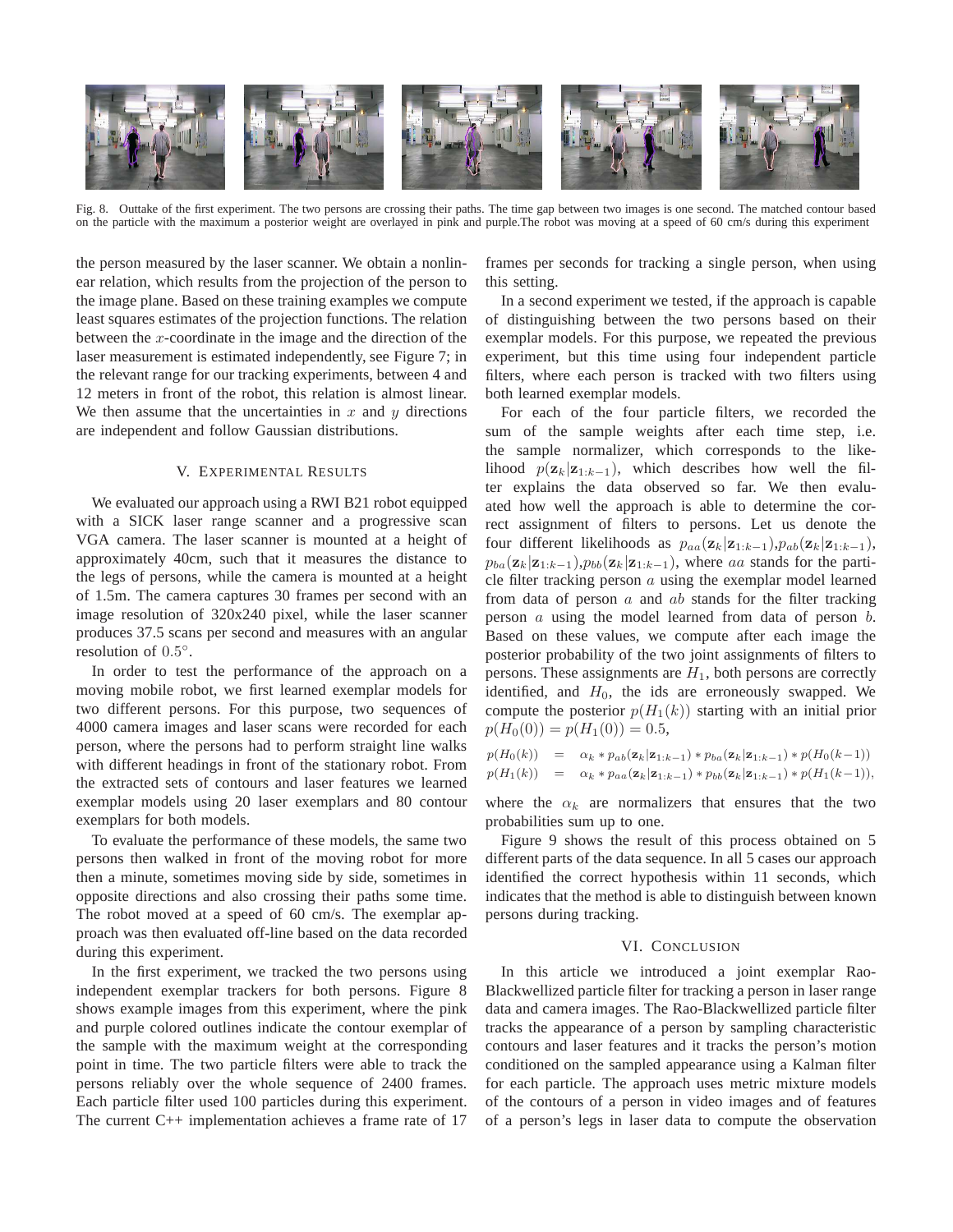Fig. 8. Outtake of the first experiment. The two persons are crossing their paths. The time gap between two images is one second. The matched contour based on the particle with the maximum a posterior weight are overlayed in pink and purple.The robot was moving at a speed of 60 cm/s during this experiment

the person measured by the laser scanner. We obtain a nonlinear relation, which results from the projection of the person to the image plane. Based on these training examples we compute least squares estimates of the projection functions. The relation between the $x$-coordinate in the image and the direction of the laser measurement is estimated independently, see Figure 7; in the relevant range for our tracking experiments, between 4 and 12 meters in front of the robot, this relation is almost linear. We then assume that the uncertainties in $x$ and $y$ directions are independent and follow Gaussian distributions.

## V. Experimental Results

We evaluated our approach using a RWI B21 robot equipped with a SICK laser range scanner and a progressive scan VGA camera. The laser scanner is mounted at a height of approximately 40cm, such that it measures the distance to the legs of persons, while the camera is mounted at a height of 1.5m. The camera captures 30 frames per second with an image resolution of 320x240 pixel, while the laser scanner produces 37.5 scans per second and measures with an angular resolution of $0.5°$.

In order to test the performance of the approach on a moving mobile robot, we first learned exemplar models for two different persons. For this purpose, two sequences of 4000 camera images and laser scans were recorded for each person, where the persons had to perform straight line walks with different headings in front of the stationary robot. From the extracted sets of contours and laser features we learned exemplar models using 20 laser exemplars and 80 contour exemplars for both models.

To evaluate the performance of these models, the same two persons then walked in front of the moving robot for more then a minute, sometimes moving side by side, sometimes in opposite directions and also crossing their paths some time. The robot moved at a speed of 60 cm/s. The exemplar approach was then evaluated off-line based on the data recorded during this experiment.

In the first experiment, we tracked the two persons using independent exemplar trackers for both persons. Figure 8 shows example images from this experiment, where the pink and purple colored outlines indicate the contour exemplar of the sample with the maximum weight at the corresponding point in time. The two particle filters were able to track the persons reliably over the whole sequence of 2400 frames. Each particle filter used 100 particles during this experiment. The current C++ implementation achieves a frame rate of 17 frames per seconds for tracking a single person, when using this setting.

In a second experiment we tested, if the approach is capable of distinguishing between the two persons based on their exemplar models. For this purpose, we repeated the previous experiment, but this time using four independent particle filters, where each person is tracked with two filters using both learned exemplar models.

For each of the four particle filters, we recorded the sum of the sample weights after each time step, i.e. the sample normalizer, which corresponds to the likelihood $p(\mathbf{z}_k|\mathbf{z}_{1:k-1})$, which describes how well the filter explains the data observed so far. We then evaluated how well the approach is able to determine the correct assignment of filters to persons. Let us denote the four different likelihoods as $p_{aa}(\mathbf{z}_k|\mathbf{z}_{1:k-1})$,$p_{ab}(\mathbf{z}_k|\mathbf{z}_{1:k-1})$, $p_{ba}(\mathbf{z}_k|\mathbf{z}_{1:k-1})$,$p_{bb}(\mathbf{z}_k|\mathbf{z}_{1:k-1})$, where $aa$ stands for the particle filter tracking person $a$ using the exemplar model learned from data of person $a$ and $ab$ stands for the filter tracking person $a$ using the model learned from data of person $b$. Based on these values, we compute after each image the posterior probability of the two joint assignments of filters to persons. These assignments are $H_1$, both persons are correctly identified, and $H_0$, the ids are erroneously swapped. We compute the posterior $p(H_1(k))$ starting with an initial prior $p(H_0(0)) = p(H_1(0)) = 0.5$,

$$
\begin{aligned}
p(H_0(k)) &= \alpha_k * p_{ab}(\mathbf{z}_k|\mathbf{z}_{1:k-1}) * p_{ba}(\mathbf{z}_k|\mathbf{z}_{1:k-1}) * p(H_0(k-1)) \\
p(H_1(k)) &= \alpha_k * p_{aa}(\mathbf{z}_k|\mathbf{z}_{1:k-1}) * p_{bb}(\mathbf{z}_k|\mathbf{z}_{1:k-1}) * p(H_1(k-1)),
\end{aligned}
$$

where the $\alpha_k$ are normalizers that ensures that the two probabilities sum up to one.

Figure 9 shows the result of this process obtained on 5 different parts of the data sequence. In all 5 cases our approach identified the correct hypothesis within 11 seconds, which indicates that the method is able to distinguish between known persons during tracking.

## VI. Conclusion

In this article we introduced a joint exemplar Rao-Blackwellized particle filter for tracking a person in laser range data and camera images. The Rao-Blackwellized particle filter tracks the appearance of a person by sampling characteristic contours and laser features and it tracks the person's motion conditioned on the sampled appearance using a Kalman filter for each particle. The approach uses metric mixture models of the contours of a person in video images and of features of a person's legs in laser data to compute the observation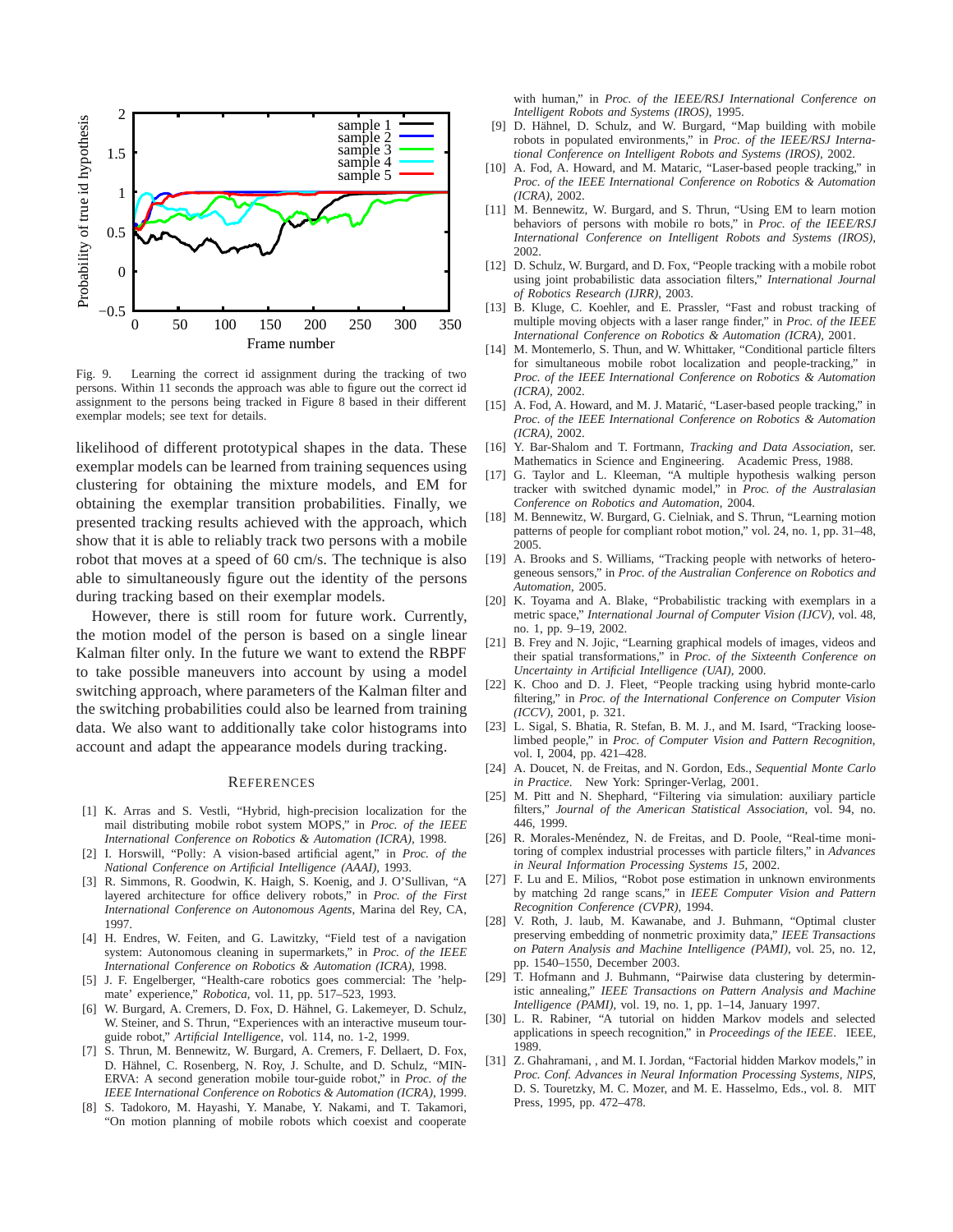Probability of true id hypothesis

2
1.5
1
0.5
0
−0.5

0 50 100 150 200 250 300 350

Frame number

sample 1
sample 2
sample 3
sample 4
sample 5

Fig. 9. Learning the correct id assignment during the tracking of two persons. Within 11 seconds the approach was able to figure out the correct id assignment to the persons being tracked in Figure 8 based in their different exemplar models; see text for details.

likelihood of different prototypical shapes in the data. These exemplar models can be learned from training sequences using clustering for obtaining the mixture models, and EM for obtaining the exemplar transition probabilities. Finally, we presented tracking results achieved with the approach, which show that it is able to reliably track two persons with a mobile robot that moves at a speed of 60 cm/s. The technique is also able to simultaneously figure out the identity of the persons during tracking based on their exemplar models.

However, there is still room for future work. Currently, the motion model of the person is based on a single linear Kalman filter only. In the future we want to extend the RBPF to take possible maneuvers into account by using a model switching approach, where parameters of the Kalman filter and the switching probabilities could also be learned from training data. We also want to additionally take color histograms into account and adapt the appearance models during tracking.

## References

[1] K. Arras and S. Vestli, "Hybrid, high-precision localization for the mail distributing mobile robot system MOPS," in *Proc. of the IEEE International Conference on Robotics & Automation (ICRA)*, 1998.

[2] I. Horswill, "Polly: A vision-based artificial agent," in *Proc. of the National Conference on Artificial Intelligence (AAAI)*, 1993.

[3] R. Simmons, R. Goodwin, K. Haigh, S. Koenig, and J. O'Sullivan, "A layered architecture for office delivery robots," in *Proc. of the First International Conference on Autonomous Agents*, Marina del Rey, CA, 1997.

[4] H. Endres, W. Feiten, and G. Lawitzky, "Field test of a navigation system: Autonomous cleaning in supermarkets," in *Proc. of the IEEE International Conference on Robotics & Automation (ICRA)*, 1998.

[5] J. F. Engelberger, "Health-care robotics goes commercial: The 'helpmate' experience," *Robotica*, vol. 11, pp. 517–523, 1993.

[6] W. Burgard, A. Cremers, D. Fox, D. Hähnel, G. Lakemeyer, D. Schulz, W. Steiner, and S. Thrun, "Experiences with an interactive museum tour-guide robot," *Artificial Intelligence*, vol. 114, no. 1-2, 1999.

[7] S. Thrun, M. Bennewitz, W. Burgard, A. Cremers, F. Dellaert, D. Fox, D. Hähnel, C. Rosenberg, N. Roy, J. Schulte, and D. Schulz, "MINERVA: A second generation mobile tour-guide robot," in *Proc. of the IEEE International Conference on Robotics & Automation (ICRA)*, 1999.

[8] S. Tadokoro, M. Hayashi, Y. Manabe, Y. Nakami, and T. Takamori, "On motion planning of mobile robots which coexist and cooperate with human," in *Proc. of the IEEE/RSJ International Conference on Intelligent Robots and Systems (IROS)*, 1995.

[9] D. Hähnel, D. Schulz, and W. Burgard, "Map building with mobile robots in populated environments," in *Proc. of the IEEE/RSJ International Conference on Intelligent Robots and Systems (IROS)*, 2002.

[10] A. Fod, A. Howard, and M. Mataric, "Laser-based people tracking," in *Proc. of the IEEE International Conference on Robotics & Automation (ICRA)*, 2002.

[11] M. Bennewitz, W. Burgard, and S. Thrun, "Using EM to learn motion behaviors of persons with mobile ro bots," in *Proc. of the IEEE/RSJ International Conference on Intelligent Robots and Systems (IROS)*, 2002.

[12] D. Schulz, W. Burgard, and D. Fox, "People tracking with a mobile robot using joint probabilistic data association filters," *International Journal of Robotics Research (IJRR)*, 2003.

[13] B. Kluge, C. Koehler, and E. Prassler, "Fast and robust tracking of multiple moving objects with a laser range finder," in *Proc. of the IEEE International Conference on Robotics & Automation (ICRA)*, 2001.

[14] M. Montemerlo, S. Thun, and W. Whittaker, "Conditional particle filters for simultaneous mobile robot localization and people-tracking," in *Proc. of the IEEE International Conference on Robotics & Automation (ICRA)*, 2002.

[15] A. Fod, A. Howard, and M. J. Matarić, "Laser-based people tracking," in *Proc. of the IEEE International Conference on Robotics & Automation (ICRA)*, 2002.

[16] Y. Bar-Shalom and T. Fortmann, *Tracking and Data Association*, ser. Mathematics in Science and Engineering. Academic Press, 1988.

[17] G. Taylor and L. Kleeman, "A multiple hypothesis walking person tracker with switched dynamic model," in *Proc. of the Australasian Conference on Robotics and Automation*, 2004.

[18] M. Bennewitz, W. Burgard, G. Cielniak, and S. Thrun, "Learning motion patterns of people for compliant robot motion," vol. 24, no. 1, pp. 31–48, 2005.

[19] A. Brooks and S. Williams, "Tracking people with networks of heterogeneous sensors," in *Proc. of the Australian Conference on Robotics and Automation*, 2005.

[20] K. Toyama and A. Blake, "Probabilistic tracking with exemplars in a metric space," *International Journal of Computer Vision (IJCV)*, vol. 48, no. 1, pp. 9–19, 2002.

[21] B. Frey and N. Jojic, "Learning graphical models of images, videos and their spatial transformations," in *Proc. of the Sixteenth Conference on Uncertainty in Artificial Intelligence (UAI)*, 2000.

[22] K. Choo and D. J. Fleet, "People tracking using hybrid monte-carlo filtering," in *Proc. of the International Conference on Computer Vision (ICCV)*, 2001, p. 321.

[23] L. Sigal, S. Bhatia, R. Stefan, B. M. J., and M. Isard, "Tracking loose-limbed people," in *Proc. of Computer Vision and Pattern Recognition*, vol. I, 2004, pp. 421–428.

[24] A. Doucet, N. de Freitas, and N. Gordon, Eds., *Sequential Monte Carlo in Practice*. New York: Springer-Verlag, 2001.

[25] M. Pitt and N. Shephard, "Filtering via simulation: auxiliary particle filters," *Journal of the American Statistical Association*, vol. 94, no. 446, 1999.

[26] R. Morales-Menéndez, N. de Freitas, and D. Poole, "Real-time monitoring of complex industrial processes with particle filters," in *Advances in Neural Information Processing Systems 15*, 2002.

[27] F. Lu and E. Milios, "Robot pose estimation in unknown environments by matching 2d range scans," in *IEEE Computer Vision and Pattern Recognition Conference (CVPR)*, 1994.

[28] V. Roth, J. laub, M. Kawanabe, and J. Buhmann, "Optimal cluster preserving embedding of nonmetric proximity data," *IEEE Transactions on Patern Analysis and Machine Intelligence (PAMI)*, vol. 25, no. 12, pp. 1540–1550, December 2003.

[29] T. Hofmann and J. Buhmann, "Pairwise data clustering by deterministic annealing," *IEEE Transactions on Pattern Analysis and Machine Intelligence (PAMI)*, vol. 19, no. 1, pp. 1–14, January 1997.

[30] L. R. Rabiner, "A tutorial on hidden Markov models and selected applications in speech recognition," in *Proceedings of the IEEE*. IEEE, 1989.

[31] Z. Ghahramani, , and M. I. Jordan, "Factorial hidden Markov models," in *Proc. Conf. Advances in Neural Information Processing Systems, NIPS*, D. S. Touretzky, M. C. Mozer, and M. E. Hasselmo, Eds., vol. 8. MIT Press, 1995, pp. 472–478.